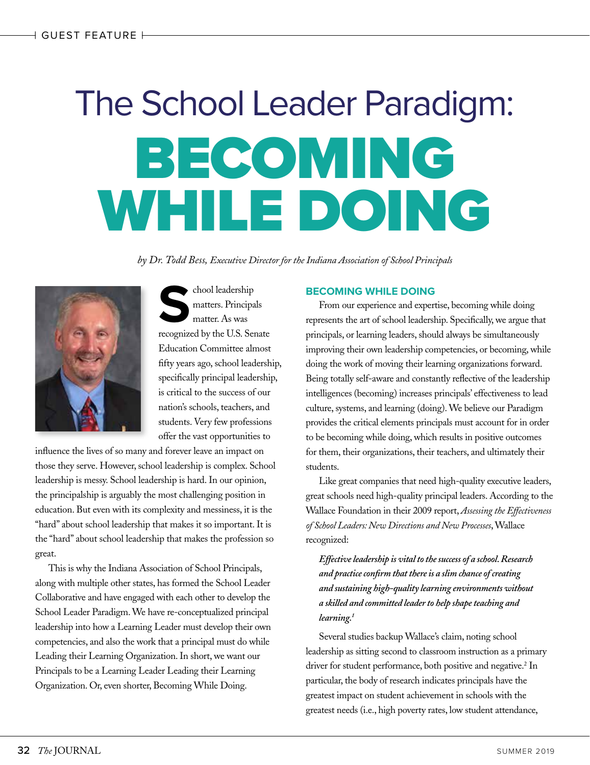# The School Leader Paradigm: BECOMING WHILE DOING

*by Dr. Todd Bess, Executive Director for the Indiana Association of School Principals*

School leadership matters. Principals matter. As was recognized by the U.S. Senate Education Committee almost fifty years ago, school leadership, specifically principal leadership, is critical to the success of our nation's schools, teachers, and students. Very few professions offer the vast opportunities to influence the lives of so many and forever leave an impact on those they serve. However, school leadership is complex. School leadership is messy. School leadership is hard. In our opinion, the principalship is arguably the most challenging position in education. But even with its complexity and messiness, it is the "hard" about school leadership that makes it so important. It is the "hard" about school leadership that makes the profession so great.

This is why the Indiana Association of School Principals, along with multiple other states, has formed the School Leader Collaborative and have engaged with each other to develop the School Leader Paradigm. We have re-conceptualized principal leadership into how a Learning Leader must develop their own competencies, and also the work that a principal must do while Leading their Learning Organization. In short, we want our Principals to be a Learning Leader Leading their Learning Organization. Or, even shorter, Becoming While Doing.

## BECOMING WHILE DOING

From our experience and expertise, becoming while doing represents the art of school leadership. Specifically, we argue that principals, or learning leaders, should always be simultaneously improving their own leadership competencies, or becoming, while doing the work of moving their learning organizations forward. Being totally self-aware and constantly reflective of the leadership intelligences (becoming) increases principals' effectiveness to lead culture, systems, and learning (doing). We believe our Paradigm provides the critical elements principals must account for in order to be becoming while doing, which results in positive outcomes for them, their organizations, their teachers, and ultimately their students.

Like great companies that need high-quality executive leaders, great schools need high-quality principal leaders. According to the Wallace Foundation in their 2009 report, *Assessing the Effectiveness of School Leaders: New Directions and New Processes*, Wallace recognized:

> ***Effective leadership is vital to the success of a school. Research and practice confirm that there is a slim chance of creating and sustaining high-quality learning environments without a skilled and committed leader to help shape teaching and learning.***[1]

Several studies backup Wallace's claim, noting school leadership as sitting second to classroom instruction as a primary driver for student performance, both positive and negative.[2] In particular, the body of research indicates principals have the greatest impact on student achievement in schools with the greatest needs (i.e., high poverty rates, low student attendance,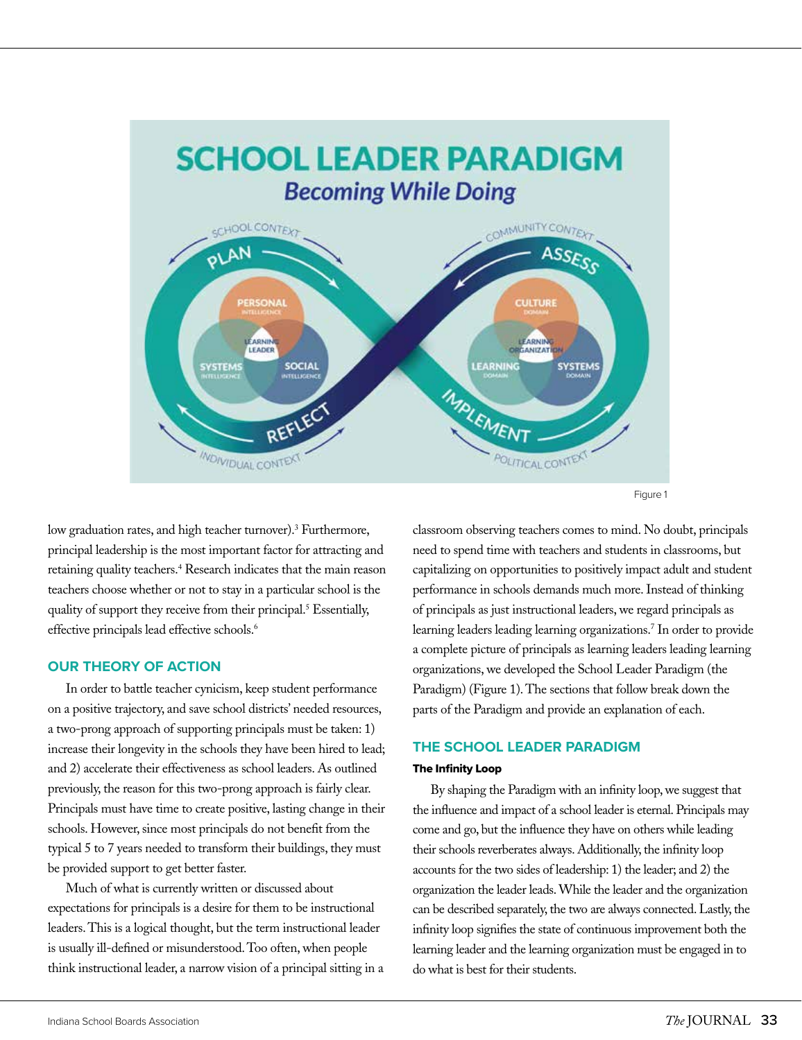Figure 1

low graduation rates, and high teacher turnover).[3] Furthermore, principal leadership is the most important factor for attracting and retaining quality teachers.[4] Research indicates that the main reason teachers choose whether or not to stay in a particular school is the quality of support they receive from their principal.[5] Essentially, effective principals lead effective schools.[6]

## OUR THEORY OF ACTION

In order to battle teacher cynicism, keep student performance on a positive trajectory, and save school districts' needed resources, a two-prong approach of supporting principals must be taken: 1) increase their longevity in the schools they have been hired to lead; and 2) accelerate their effectiveness as school leaders. As outlined previously, the reason for this two-prong approach is fairly clear. Principals must have time to create positive, lasting change in their schools. However, since most principals do not benefit from the typical 5 to 7 years needed to transform their buildings, they must be provided support to get better faster.

Much of what is currently written or discussed about expectations for principals is a desire for them to be instructional leaders. This is a logical thought, but the term instructional leader is usually ill-defined or misunderstood. Too often, when people think instructional leader, a narrow vision of a principal sitting in a classroom observing teachers comes to mind. No doubt, principals need to spend time with teachers and students in classrooms, but capitalizing on opportunities to positively impact adult and student performance in schools demands much more. Instead of thinking of principals as just instructional leaders, we regard principals as learning leaders leading learning organizations.[7] In order to provide a complete picture of principals as learning leaders leading learning organizations, we developed the School Leader Paradigm (the Paradigm) (Figure 1). The sections that follow break down the parts of the Paradigm and provide an explanation of each.

## THE SCHOOL LEADER PARADIGM

### The Infinity Loop

By shaping the Paradigm with an infinity loop, we suggest that the influence and impact of a school leader is eternal. Principals may come and go, but the influence they have on others while leading their schools reverberates always. Additionally, the infinity loop accounts for the two sides of leadership: 1) the leader; and 2) the organization the leader leads. While the leader and the organization can be described separately, the two are always connected. Lastly, the infinity loop signifies the state of continuous improvement both the learning leader and the learning organization must be engaged in to do what is best for their students.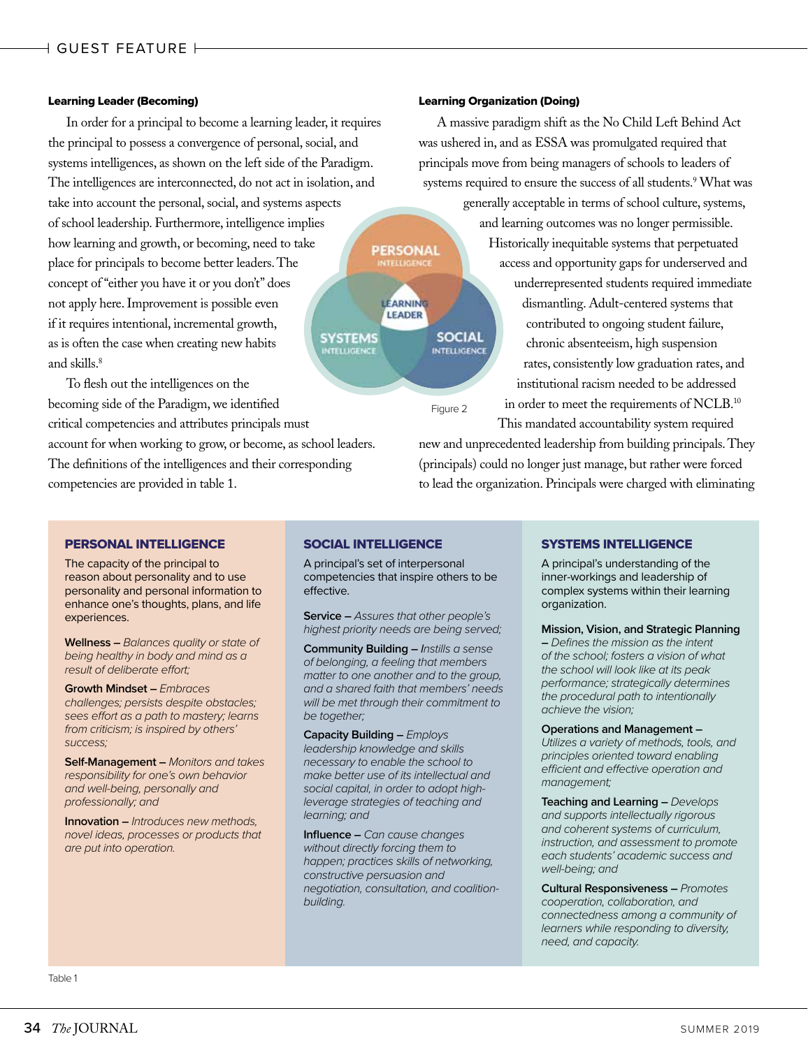### Learning Leader (Becoming)

In order for a principal to become a learning leader, it requires the principal to possess a convergence of personal, social, and systems intelligences, as shown on the left side of the Paradigm. The intelligences are interconnected, do not act in isolation, and take into account the personal, social, and systems aspects of school leadership. Furthermore, intelligence implies how learning and growth, or becoming, need to take place for principals to become better leaders. The concept of "either you have it or you don't" does not apply here. Improvement is possible even if it requires intentional, incremental growth, as is often the case when creating new habits and skills.[8]

To flesh out the intelligences on the becoming side of the Paradigm, we identified critical competencies and attributes principals must account for when working to grow, or become, as school leaders. The definitions of the intelligences and their corresponding competencies are provided in table 1.

PERSONAL INTELLIGENCE

LEARNING LEADER

SYSTEMS INTELLIGENCE

SOCIAL INTELLIGENCE

Figure 2

### Learning Organization (Doing)

A massive paradigm shift as the No Child Left Behind Act was ushered in, and as ESSA was promulgated required that principals move from being managers of schools to leaders of systems required to ensure the success of all students.[9] What was generally acceptable in terms of school culture, systems, and learning outcomes was no longer permissible. Historically inequitable systems that perpetuated access and opportunity gaps for underserved and underrepresented students required immediate dismantling. Adult-centered systems that contributed to ongoing student failure, chronic absenteeism, high suspension rates, consistently low graduation rates, and institutional racism needed to be addressed in order to meet the requirements of NCLB.[10]

This mandated accountability system required new and unprecedented leadership from building principals. They (principals) could no longer just manage, but rather were forced to lead the organization. Principals were charged with eliminating

| PERSONAL INTELLIGENCE | SOCIAL INTELLIGENCE | SYSTEMS INTELLIGENCE |
|---|---|---|
| The capacity of the principal to reason about personality and to use personality and personal information to enhance one's thoughts, plans, and life experiences. | A principal's set of interpersonal competencies that inspire others to be effective. | A principal's understanding of the inner-workings and leadership of complex systems within their learning organization. |
| **Wellness –** *Balances quality or state of being healthy in body and mind as a result of deliberate effort;* | **Service –** *Assures that other people's highest priority needs are being served;* | **Mission, Vision, and Strategic Planning –** *Defines the mission as the intent of the school; fosters a vision of what the school will look like at its peak performance; strategically determines the procedural path to intentionally achieve the vision;* |
| **Growth Mindset –** *Embraces challenges; persists despite obstacles; sees effort as a path to mastery; learns from criticism; is inspired by others' success;* | **Community Building –** *Instills a sense of belonging, a feeling that members matter to one another and to the group, and a shared faith that members' needs will be met through their commitment to be together;* | **Operations and Management –** *Utilizes a variety of methods, tools, and principles oriented toward enabling efficient and effective operation and management;* |
| **Self-Management –** *Monitors and takes responsibility for one's own behavior and well-being, personally and professionally; and* | **Capacity Building –** *Employs leadership knowledge and skills necessary to enable the school to make better use of its intellectual and social capital, in order to adopt high-leverage strategies of teaching and learning; and* | **Teaching and Learning –** *Develops and supports intellectually rigorous and coherent systems of curriculum, instruction, and assessment to promote each students' academic success and well-being; and* |
| **Innovation –** *Introduces new methods, novel ideas, processes or products that are put into operation.* | **Influence –** *Can cause changes without directly forcing them to happen; practices skills of networking, constructive persuasion and negotiation, consultation, and coalition-building.* | **Cultural Responsiveness –** *Promotes cooperation, collaboration, and connectedness among a community of learners while responding to diversity, need, and capacity.* |

Table 1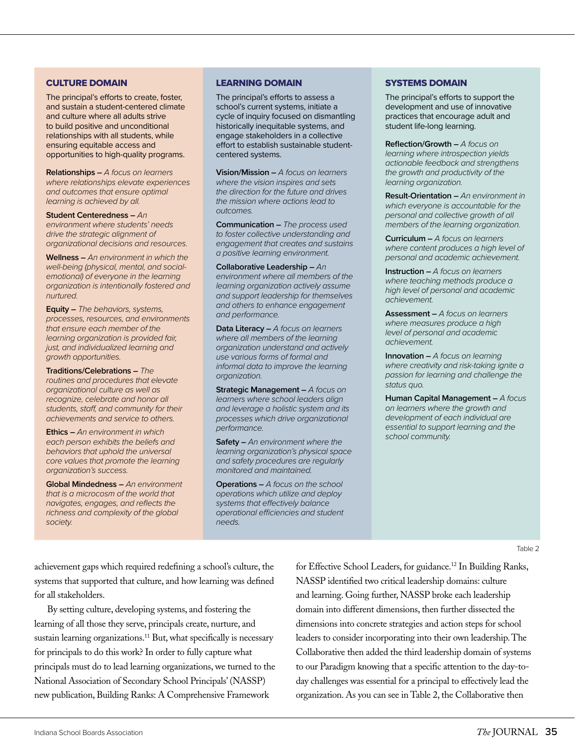### CULTURE DOMAIN

The principal's efforts to create, foster, and sustain a student-centered climate and culture where all adults strive to build positive and unconditional relationships with all students, while ensuring equitable access and opportunities to high-quality programs.

**Relationships –** *A focus on learners where relationships elevate experiences and outcomes that ensure optimal learning is achieved by all.*

**Student Centeredness –** *An environment where students' needs drive the strategic alignment of organizational decisions and resources.*

**Wellness –** *An environment in which the well-being (physical, mental, and social-emotional) of everyone in the learning organization is intentionally fostered and nurtured.*

**Equity –** *The behaviors, systems, processes, resources, and environments that ensure each member of the learning organization is provided fair, just, and individualized learning and growth opportunities.*

**Traditions/Celebrations –** *The routines and procedures that elevate organizational culture as well as recognize, celebrate and honor all students, staff, and community for their achievements and service to others.*

**Ethics –** *An environment in which each person exhibits the beliefs and behaviors that uphold the universal core values that promote the learning organization's success.*

**Global Mindedness –** *An environment that is a microcosm of the world that navigates, engages, and reflects the richness and complexity of the global society.*

### LEARNING DOMAIN

The principal's efforts to assess a school's current systems, initiate a cycle of inquiry focused on dismantling historically inequitable systems, and engage stakeholders in a collective effort to establish sustainable student-centered systems.

**Vision/Mission –** *A focus on learners where the vision inspires and sets the direction for the future and drives the mission where actions lead to outcomes.*

**Communication –** *The process used to foster collective understanding and engagement that creates and sustains a positive learning environment.*

**Collaborative Leadership –** *An environment where all members of the learning organization actively assume and support leadership for themselves and others to enhance engagement and performance.*

**Data Literacy –** *A focus on learners where all members of the learning organization understand and actively use various forms of formal and informal data to improve the learning organization.*

**Strategic Management –** *A focus on learners where school leaders align and leverage a holistic system and its processes which drive organizational performance.*

**Safety –** *An environment where the learning organization's physical space and safety procedures are regularly monitored and maintained.*

**Operations –** *A focus on the school operations which utilize and deploy systems that effectively balance operational efficiencies and student needs.*

### SYSTEMS DOMAIN

The principal's efforts to support the development and use of innovative practices that encourage adult and student life-long learning.

**Reflection/Growth –** *A focus on learning where introspection yields actionable feedback and strengthens the growth and productivity of the learning organization.*

**Result-Orientation –** *An environment in which everyone is accountable for the personal and collective growth of all members of the learning organization.*

**Curriculum –** *A focus on learners where content produces a high level of personal and academic achievement.*

**Instruction –** *A focus on learners where teaching methods produce a high level of personal and academic achievement.*

**Assessment –** *A focus on learners where measures produce a high level of personal and academic achievement.*

**Innovation –** *A focus on learning where creativity and risk-taking ignite a passion for learning and challenge the status quo.*

**Human Capital Management –** *A focus on learners where the growth and development of each individual are essential to support learning and the school community.*

Table 2

achievement gaps which required redefining a school's culture, the systems that supported that culture, and how learning was defined for all stakeholders.

By setting culture, developing systems, and fostering the learning of all those they serve, principals create, nurture, and sustain learning organizations.[11] But, what specifically is necessary for principals to do this work? In order to fully capture what principals must do to lead learning organizations, we turned to the National Association of Secondary School Principals' (NASSP) new publication, Building Ranks: A Comprehensive Framework for Effective School Leaders, for guidance.[12] In Building Ranks, NASSP identified two critical leadership domains: culture and learning. Going further, NASSP broke each leadership domain into different dimensions, then further dissected the dimensions into concrete strategies and action steps for school leaders to consider incorporating into their own leadership. The Collaborative then added the third leadership domain of systems to our Paradigm knowing that a specific attention to the day-to-day challenges was essential for a principal to effectively lead the organization. As you can see in Table 2, the Collaborative then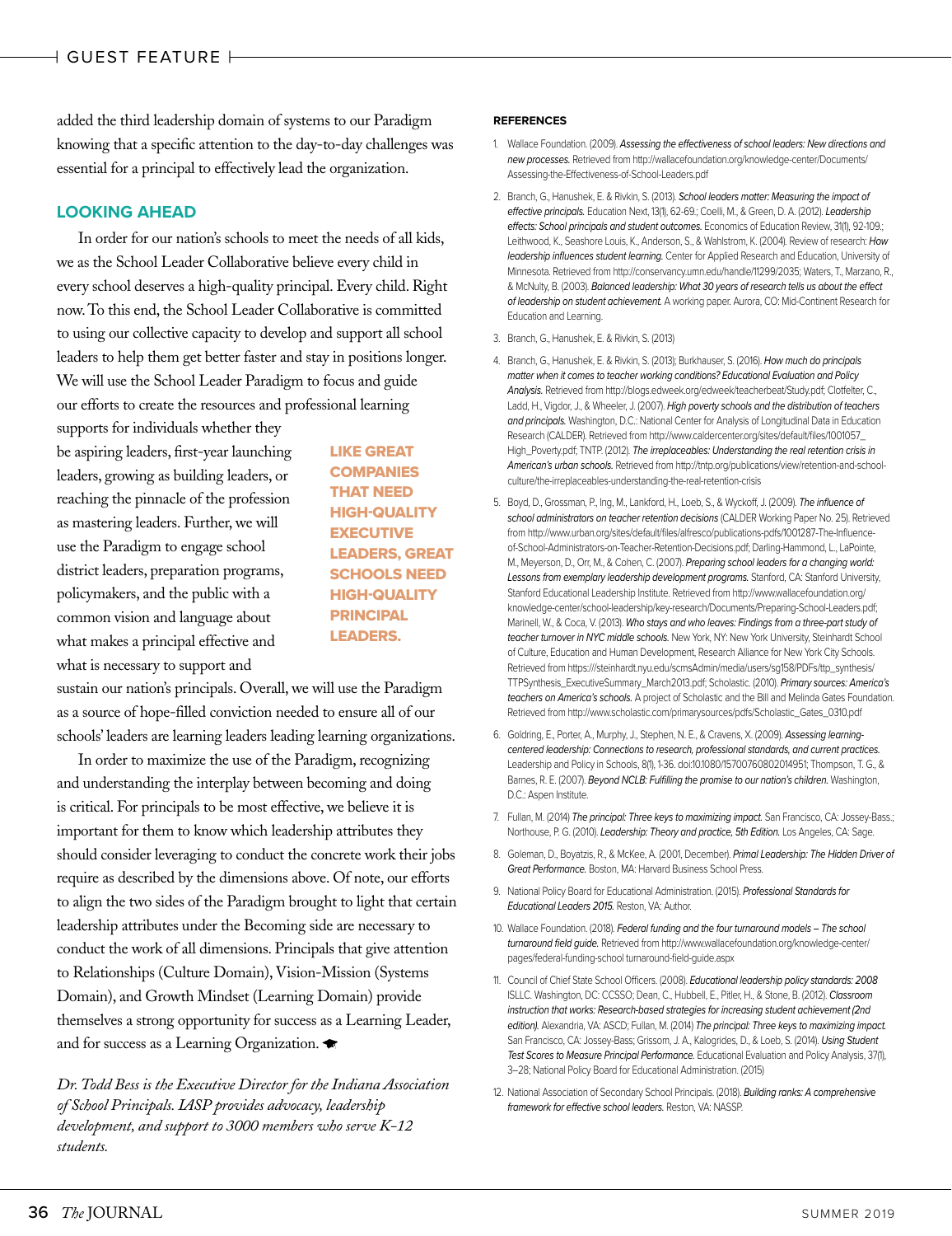added the third leadership domain of systems to our Paradigm knowing that a specific attention to the day-to-day challenges was essential for a principal to effectively lead the organization.

## LOOKING AHEAD

In order for our nation's schools to meet the needs of all kids, we as the School Leader Collaborative believe every child in every school deserves a high-quality principal. Every child. Right now. To this end, the School Leader Collaborative is committed to using our collective capacity to develop and support all school leaders to help them get better faster and stay in positions longer. We will use the School Leader Paradigm to focus and guide our efforts to create the resources and professional learning supports for individuals whether they be aspiring leaders, first-year launching leaders, growing as building leaders, or reaching the pinnacle of the profession as mastering leaders. Further, we will use the Paradigm to engage school district leaders, preparation programs, policymakers, and the public with a common vision and language about what makes a principal effective and what is necessary to support and sustain our nation's principals. Overall, we will use the Paradigm as a source of hope-filled conviction needed to ensure all of our schools' leaders are learning leaders leading learning organizations.

**LIKE GREAT COMPANIES THAT NEED HIGH-QUALITY EXECUTIVE LEADERS, GREAT SCHOOLS NEED HIGH-QUALITY PRINCIPAL LEADERS.**

In order to maximize the use of the Paradigm, recognizing and understanding the interplay between becoming and doing is critical. For principals to be most effective, we believe it is important for them to know which leadership attributes they should consider leveraging to conduct the concrete work their jobs require as described by the dimensions above. Of note, our efforts to align the two sides of the Paradigm brought to light that certain leadership attributes under the Becoming side are necessary to conduct the work of all dimensions. Principals that give attention to Relationships (Culture Domain), Vision-Mission (Systems Domain), and Growth Mindset (Learning Domain) provide themselves a strong opportunity for success as a Learning Leader, and for success as a Learning Organization.

*Dr. Todd Bess is the Executive Director for the Indiana Association of School Principals. IASP provides advocacy, leadership development, and support to 3000 members who serve K-12 students.*

### REFERENCES

1. Wallace Foundation. (2009). ***Assessing the effectiveness of school leaders: New directions and new processes.*** Retrieved from http://wallacefoundation.org/knowledge-center/Documents/Assessing-the-Effectiveness-of-School-Leaders.pdf
2. Branch, G., Hanushek, E. & Rivkin, S. (2013). ***School leaders matter: Measuring the impact of effective principals.*** Education Next, 13(1), 62-69.; Coelli, M., & Green, D. A. (2012). ***Leadership effects: School principals and student outcomes.*** Economics of Education Review, 31(1), 92-109.; Leithwood, K., Seashore Louis, K., Anderson, S., & Wahlstrom, K. (2004). Review of research: ***How leadership influences student learning.*** Center for Applied Research and Education, University of Minnesota. Retrieved from http://conservancy.umn.edu/handle/11299/2035; Waters, T., Marzano, R., & McNulty, B. (2003). ***Balanced leadership: What 30 years of research tells us about the effect of leadership on student achievement.*** A working paper. Aurora, CO: Mid-Continent Research for Education and Learning.
3. Branch, G., Hanushek, E. & Rivkin, S. (2013)
4. Branch, G., Hanushek, E. & Rivkin, S. (2013); Burkhauser, S. (2016). ***How much do principals matter when it comes to teacher working conditions? Educational Evaluation and Policy Analysis.*** Retrieved from http://blogs.edweek.org/edweek/teacherbeat/Study.pdf; Clotfelter, C., Ladd, H., Vigdor, J., & Wheeler, J. (2007). ***High poverty schools and the distribution of teachers and principals.*** Washington, D.C.: National Center for Analysis of Longitudinal Data in Education Research (CALDER). Retrieved from http://www.caldercenter.org/sites/default/files/1001057_High_Poverty.pdf; TNTP. (2012). ***The irreplaceables: Understanding the real retention crisis in American's urban schools.*** Retrieved from http://tntp.org/publications/view/retention-and-school-culture/the-irreplaceables-understanding-the-real-retention-crisis
5. Boyd, D., Grossman, P., Ing, M., Lankford, H., Loeb, S., & Wyckoff, J. (2009). ***The influence of school administrators on teacher retention decisions*** (CALDER Working Paper No. 25). Retrieved from http://www.urban.org/sites/default/files/alfresco/publications-pdfs/1001287-The-Influence-of-School-Administrators-on-Teacher-Retention-Decisions.pdf; Darling-Hammond, L., LaPointe, M., Meyerson, D., Orr, M., & Cohen, C. (2007). ***Preparing school leaders for a changing world: Lessons from exemplary leadership development programs.*** Stanford, CA: Stanford University, Stanford Educational Leadership Institute. Retrieved from http://www.wallacefoundation.org/knowledge-center/school-leadership/key-research/Documents/Preparing-School-Leaders.pdf; Marinell, W., & Coca, V. (2013). ***Who stays and who leaves: Findings from a three-part study of teacher turnover in NYC middle schools.*** New York, NY: New York University, Steinhardt School of Culture, Education and Human Development, Research Alliance for New York City Schools. Retrieved from https:///steinhardt.nyu.edu/scmsAdmin/media/users/sg158/PDFs/ttp_synthesis/TTPSynthesis_ExecutiveSummary_March2013.pdf; Scholastic. (2010). ***Primary sources: America's teachers on America's schools.*** A project of Scholastic and the Bill and Melinda Gates Foundation. Retrieved from http://www.scholastic.com/primarysources/pdfs/Scholastic_Gates_0310.pdf
6. Goldring, E., Porter, A., Murphy, J., Stephen, N. E., & Cravens, X. (2009). ***Assessing learning-centered leadership: Connections to research, professional standards, and current practices.*** Leadership and Policy in Schools, 8(1), 1-36. doi:10.1080/15700760802014951; Thompson, T. G., & Barnes, R. E. (2007). ***Beyond NCLB: Fulfilling the promise to our nation's children.*** Washington, D.C.: Aspen Institute.
7. Fullan, M. (2014) ***The principal: Three keys to maximizing impact.*** San Francisco, CA: Jossey-Bass.; Northouse, P. G. (2010). ***Leadership: Theory and practice, 5th Edition.*** Los Angeles, CA: Sage.
8. Goleman, D., Boyatzis, R., & McKee, A. (2001, December). ***Primal Leadership: The Hidden Driver of Great Performance.*** Boston, MA: Harvard Business School Press.
9. National Policy Board for Educational Administration. (2015). ***Professional Standards for Educational Leaders 2015.*** Reston, VA: Author.
10. Wallace Foundation. (2018). ***Federal funding and the four turnaround models – The school turnaround field guide.*** Retrieved from http://www.wallacefoundation.org/knowledge-center/pages/federal-funding-school turnaround-field-guide.aspx
11. Council of Chief State School Officers. (2008). ***Educational leadership policy standards: 2008*** ISLLC. Washington, DC: CCSSO; Dean, C., Hubbell, E., Pitler, H., & Stone, B. (2012). ***Classroom instruction that works: Research-based strategies for increasing student achievement (2nd edition).*** Alexandria, VA: ASCD; Fullan, M. (2014) ***The principal: Three keys to maximizing impact.*** San Francisco, CA: Jossey-Bass; Grissom, J. A., Kalogrides, D., & Loeb, S. (2014). ***Using Student Test Scores to Measure Principal Performance.*** Educational Evaluation and Policy Analysis, 37(1), 3–28; National Policy Board for Educational Administration. (2015)
12. National Association of Secondary School Principals. (2018). ***Building ranks: A comprehensive framework for effective school leaders.*** Reston, VA: NASSP.